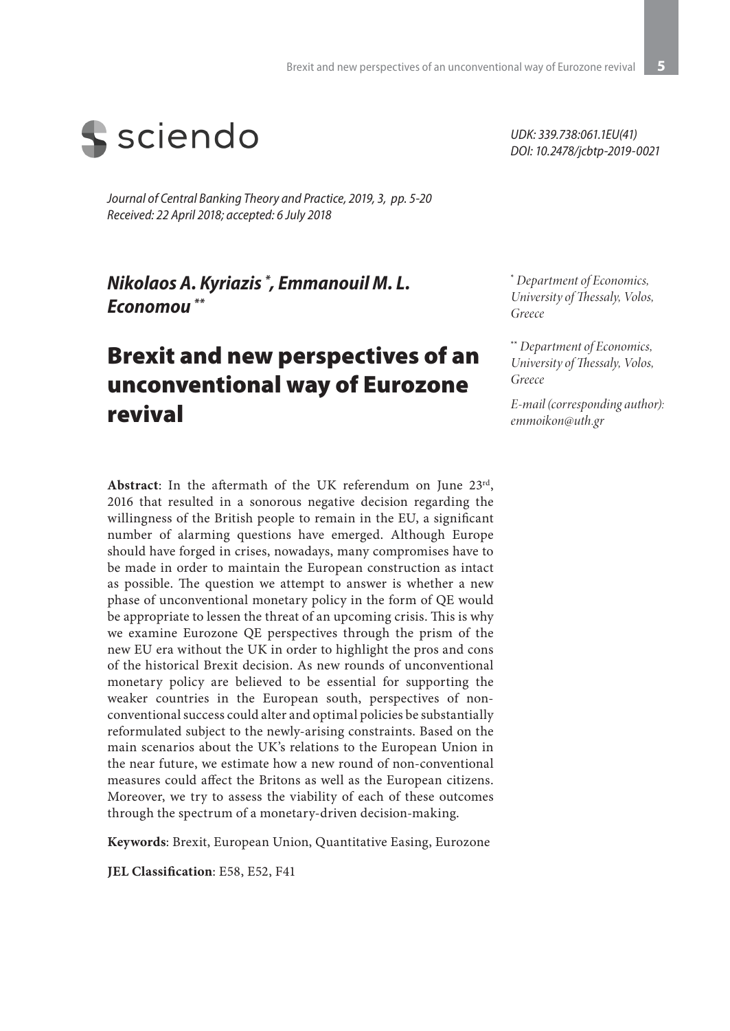sciendo

*UDK: 339.738:061.1EU(41)*
*DOI: 10.2478/jcbtp-2019-0021*

*Journal of Central Banking Theory and Practice, 2019, 3, pp. 5-20*
*Received: 22 April 2018; accepted: 6 July 2018*

***Nikolaos A. Kyriazis*** [*], ***Emmanouil M. L. Economou*** [**]

[*] *Department of Economics, University of Thessaly, Volos, Greece*

[**] *Department of Economics, University of Thessaly, Volos, Greece*

*E-mail (corresponding author): emmoikon@uth.gr*

# Brexit and new perspectives of an unconventional way of Eurozone revival

**Abstract**: In the aftermath of the UK referendum on June 23rd, 2016 that resulted in a sonorous negative decision regarding the willingness of the British people to remain in the EU, a significant number of alarming questions have emerged. Although Europe should have forged in crises, nowadays, many compromises have to be made in order to maintain the European construction as intact as possible. The question we attempt to answer is whether a new phase of unconventional monetary policy in the form of QE would be appropriate to lessen the threat of an upcoming crisis. This is why we examine Eurozone QE perspectives through the prism of the new EU era without the UK in order to highlight the pros and cons of the historical Brexit decision. As new rounds of unconventional monetary policy are believed to be essential for supporting the weaker countries in the European south, perspectives of non-conventional success could alter and optimal policies be substantially reformulated subject to the newly-arising constraints. Based on the main scenarios about the UK's relations to the European Union in the near future, we estimate how a new round of non-conventional measures could affect the Britons as well as the European citizens. Moreover, we try to assess the viability of each of these outcomes through the spectrum of a monetary-driven decision-making.

**Keywords**: Brexit, European Union, Quantitative Easing, Eurozone

**JEL Classification**: E58, E52, F41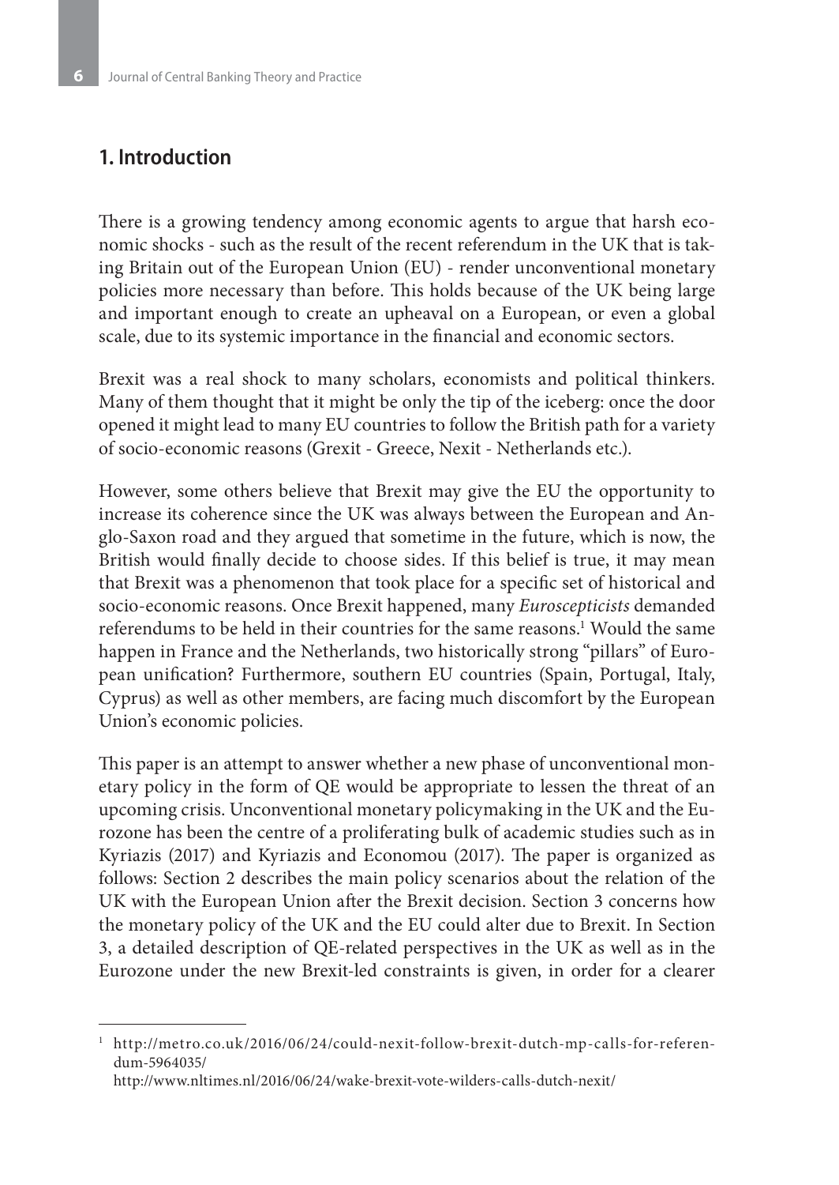## 1. Introduction

There is a growing tendency among economic agents to argue that harsh economic shocks - such as the result of the recent referendum in the UK that is taking Britain out of the European Union (EU) - render unconventional monetary policies more necessary than before. This holds because of the UK being large and important enough to create an upheaval on a European, or even a global scale, due to its systemic importance in the financial and economic sectors.

Brexit was a real shock to many scholars, economists and political thinkers. Many of them thought that it might be only the tip of the iceberg: once the door opened it might lead to many EU countries to follow the British path for a variety of socio-economic reasons (Grexit - Greece, Nexit - Netherlands etc.).

However, some others believe that Brexit may give the EU the opportunity to increase its coherence since the UK was always between the European and Anglo-Saxon road and they argued that sometime in the future, which is now, the British would finally decide to choose sides. If this belief is true, it may mean that Brexit was a phenomenon that took place for a specific set of historical and socio-economic reasons. Once Brexit happened, many *Euroscepticists* demanded referendums to be held in their countries for the same reasons.[1] Would the same happen in France and the Netherlands, two historically strong "pillars" of European unification? Furthermore, southern EU countries (Spain, Portugal, Italy, Cyprus) as well as other members, are facing much discomfort by the European Union's economic policies.

This paper is an attempt to answer whether a new phase of unconventional monetary policy in the form of QE would be appropriate to lessen the threat of an upcoming crisis. Unconventional monetary policymaking in the UK and the Eurozone has been the centre of a proliferating bulk of academic studies such as in Kyriazis (2017) and Kyriazis and Economou (2017). The paper is organized as follows: Section 2 describes the main policy scenarios about the relation of the UK with the European Union after the Brexit decision. Section 3 concerns how the monetary policy of the UK and the EU could alter due to Brexit. In Section 3, a detailed description of QE-related perspectives in the UK as well as in the Eurozone under the new Brexit-led constraints is given, in order for a clearer

---

[1] http://metro.co.uk/2016/06/24/could-nexit-follow-brexit-dutch-mp-calls-for-referendum-5964035/
http://www.nltimes.nl/2016/06/24/wake-brexit-vote-wilders-calls-dutch-nexit/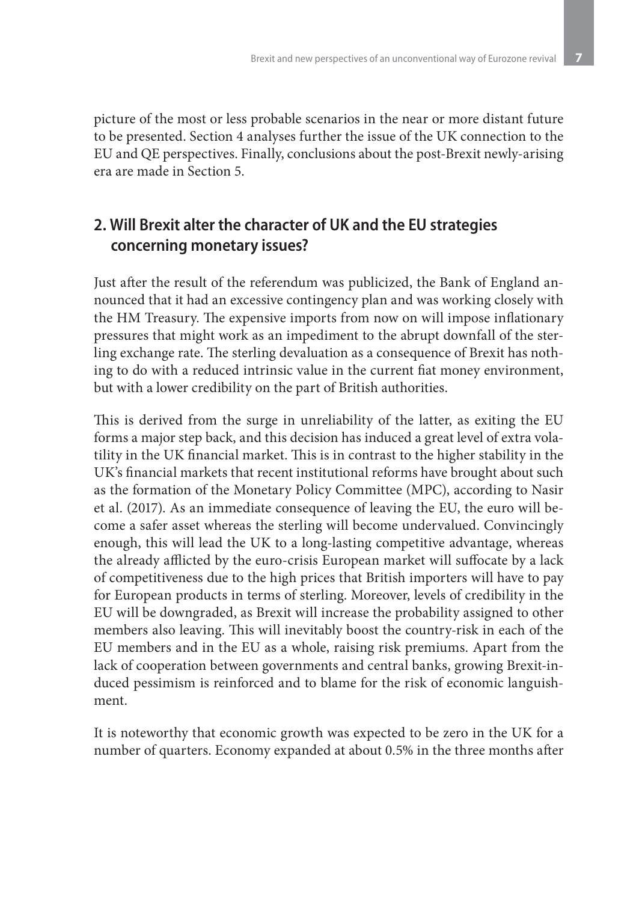picture of the most or less probable scenarios in the near or more distant future to be presented. Section 4 analyses further the issue of the UK connection to the EU and QE perspectives. Finally, conclusions about the post-Brexit newly-arising era are made in Section 5.

## 2. Will Brexit alter the character of UK and the EU strategies concerning monetary issues?

Just after the result of the referendum was publicized, the Bank of England announced that it had an excessive contingency plan and was working closely with the HM Treasury. The expensive imports from now on will impose inflationary pressures that might work as an impediment to the abrupt downfall of the sterling exchange rate. The sterling devaluation as a consequence of Brexit has nothing to do with a reduced intrinsic value in the current fiat money environment, but with a lower credibility on the part of British authorities.

This is derived from the surge in unreliability of the latter, as exiting the EU forms a major step back, and this decision has induced a great level of extra volatility in the UK financial market. This is in contrast to the higher stability in the UK's financial markets that recent institutional reforms have brought about such as the formation of the Monetary Policy Committee (MPC), according to Nasir et al. (2017). As an immediate consequence of leaving the EU, the euro will become a safer asset whereas the sterling will become undervalued. Convincingly enough, this will lead the UK to a long-lasting competitive advantage, whereas the already afflicted by the euro-crisis European market will suffocate by a lack of competitiveness due to the high prices that British importers will have to pay for European products in terms of sterling. Moreover, levels of credibility in the EU will be downgraded, as Brexit will increase the probability assigned to other members also leaving. This will inevitably boost the country-risk in each of the EU members and in the EU as a whole, raising risk premiums. Apart from the lack of cooperation between governments and central banks, growing Brexit-induced pessimism is reinforced and to blame for the risk of economic languishment.

It is noteworthy that economic growth was expected to be zero in the UK for a number of quarters. Economy expanded at about 0.5% in the three months after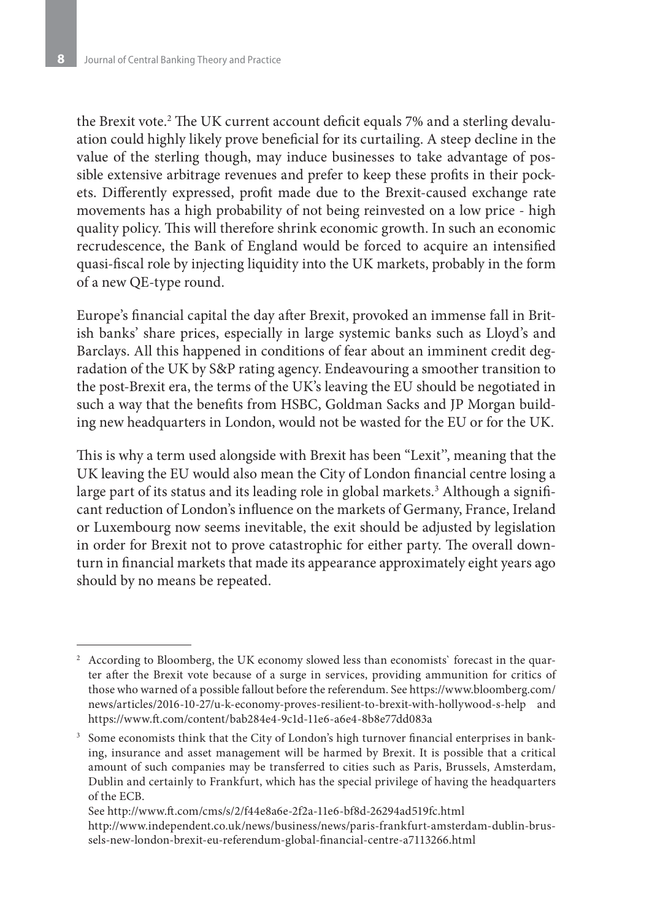the Brexit vote.[2] The UK current account deficit equals 7% and a sterling devaluation could highly likely prove beneficial for its curtailing. A steep decline in the value of the sterling though, may induce businesses to take advantage of possible extensive arbitrage revenues and prefer to keep these profits in their pockets. Differently expressed, profit made due to the Brexit-caused exchange rate movements has a high probability of not being reinvested on a low price - high quality policy. This will therefore shrink economic growth. In such an economic recrudescence, the Bank of England would be forced to acquire an intensified quasi-fiscal role by injecting liquidity into the UK markets, probably in the form of a new QE-type round.

Europe's financial capital the day after Brexit, provoked an immense fall in British banks' share prices, especially in large systemic banks such as Lloyd's and Barclays. All this happened in conditions of fear about an imminent credit degradation of the UK by S&P rating agency. Endeavouring a smoother transition to the post-Brexit era, the terms of the UK's leaving the EU should be negotiated in such a way that the benefits from HSBC, Goldman Sacks and JP Morgan building new headquarters in London, would not be wasted for the EU or for the UK.

This is why a term used alongside with Brexit has been "Lexit", meaning that the UK leaving the EU would also mean the City of London financial centre losing a large part of its status and its leading role in global markets.[3] Although a significant reduction of London's influence on the markets of Germany, France, Ireland or Luxembourg now seems inevitable, the exit should be adjusted by legislation in order for Brexit not to prove catastrophic for either party. The overall downturn in financial markets that made its appearance approximately eight years ago should by no means be repeated.

---

[2] According to Bloomberg, the UK economy slowed less than economists` forecast in the quarter after the Brexit vote because of a surge in services, providing ammunition for critics of those who warned of a possible fallout before the referendum. See https://www.bloomberg.com/news/articles/2016-10-27/u-k-economy-proves-resilient-to-brexit-with-hollywood-s-help and https://www.ft.com/content/bab284e4-9c1d-11e6-a6e4-8b8e77dd083a

[3] Some economists think that the City of London's high turnover financial enterprises in banking, insurance and asset management will be harmed by Brexit. It is possible that a critical amount of such companies may be transferred to cities such as Paris, Brussels, Amsterdam, Dublin and certainly to Frankfurt, which has the special privilege of having the headquarters of the ECB.
See http://www.ft.com/cms/s/2/f44e8a6e-2f2a-11e6-bf8d-26294ad519fc.html
http://www.independent.co.uk/news/business/news/paris-frankfurt-amsterdam-dublin-brussels-new-london-brexit-eu-referendum-global-financial-centre-a7113266.html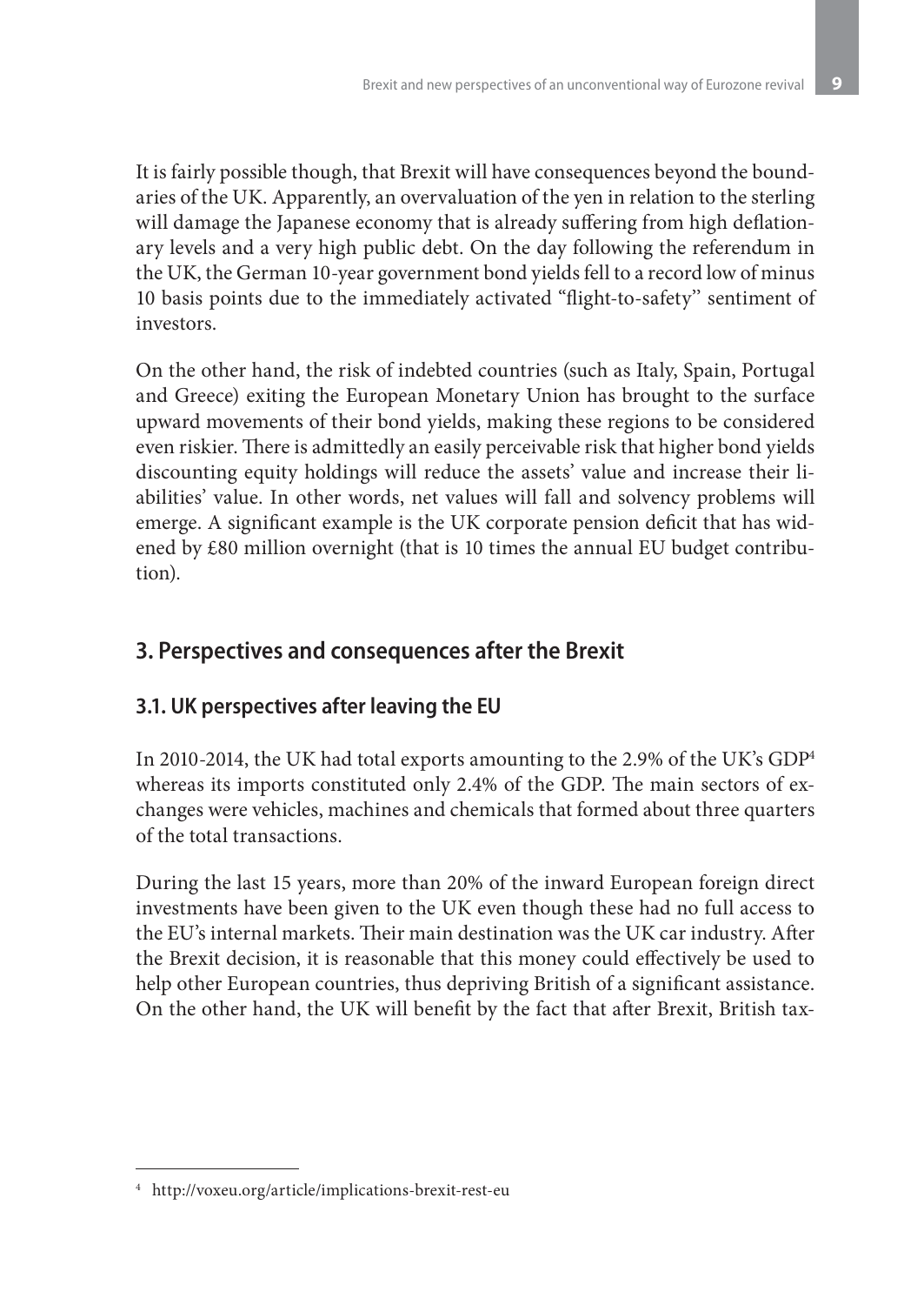It is fairly possible though, that Brexit will have consequences beyond the boundaries of the UK. Apparently, an overvaluation of the yen in relation to the sterling will damage the Japanese economy that is already suffering from high deflationary levels and a very high public debt. On the day following the referendum in the UK, the German 10-year government bond yields fell to a record low of minus 10 basis points due to the immediately activated "flight-to-safety" sentiment of investors.

On the other hand, the risk of indebted countries (such as Italy, Spain, Portugal and Greece) exiting the European Monetary Union has brought to the surface upward movements of their bond yields, making these regions to be considered even riskier. There is admittedly an easily perceivable risk that higher bond yields discounting equity holdings will reduce the assets' value and increase their liabilities' value. In other words, net values will fall and solvency problems will emerge. A significant example is the UK corporate pension deficit that has widened by £80 million overnight (that is 10 times the annual EU budget contribution).

## 3. Perspectives and consequences after the Brexit

### 3.1. UK perspectives after leaving the EU

In 2010-2014, the UK had total exports amounting to the 2.9% of the UK's GDP[4] whereas its imports constituted only 2.4% of the GDP. The main sectors of exchanges were vehicles, machines and chemicals that formed about three quarters of the total transactions.

During the last 15 years, more than 20% of the inward European foreign direct investments have been given to the UK even though these had no full access to the EU's internal markets. Their main destination was the UK car industry. After the Brexit decision, it is reasonable that this money could effectively be used to help other European countries, thus depriving British of a significant assistance. On the other hand, the UK will benefit by the fact that after Brexit, British tax-

---

[4] http://voxeu.org/article/implications-brexit-rest-eu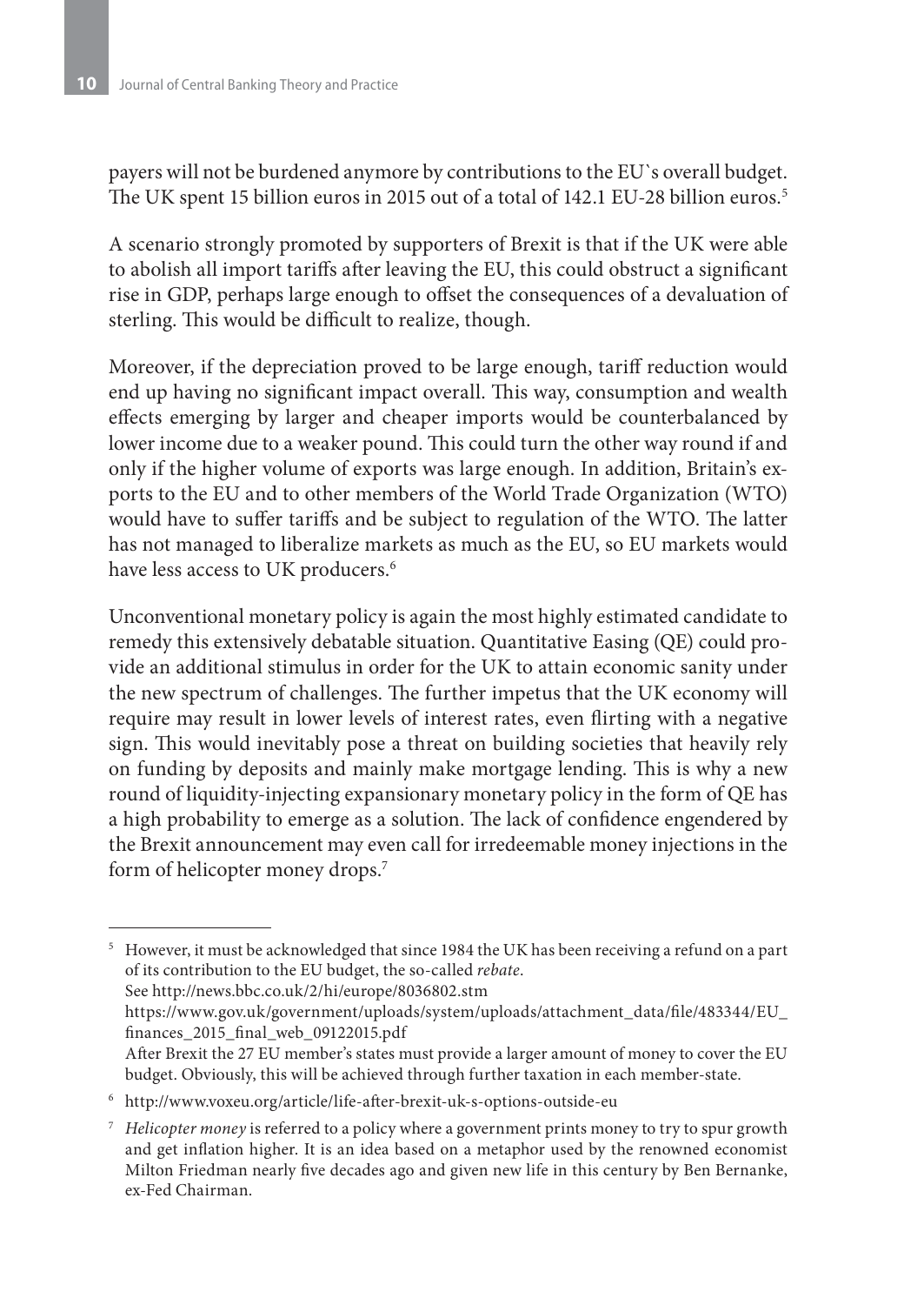payers will not be burdened anymore by contributions to the EU`s overall budget. The UK spent 15 billion euros in 2015 out of a total of 142.1 EU-28 billion euros.[5]

A scenario strongly promoted by supporters of Brexit is that if the UK were able to abolish all import tariffs after leaving the EU, this could obstruct a significant rise in GDP, perhaps large enough to offset the consequences of a devaluation of sterling. This would be difficult to realize, though.

Moreover, if the depreciation proved to be large enough, tariff reduction would end up having no significant impact overall. This way, consumption and wealth effects emerging by larger and cheaper imports would be counterbalanced by lower income due to a weaker pound. This could turn the other way round if and only if the higher volume of exports was large enough. In addition, Britain's exports to the EU and to other members of the World Trade Organization (WTO) would have to suffer tariffs and be subject to regulation of the WTO. The latter has not managed to liberalize markets as much as the EU, so EU markets would have less access to UK producers.[6]

Unconventional monetary policy is again the most highly estimated candidate to remedy this extensively debatable situation. Quantitative Easing (QE) could provide an additional stimulus in order for the UK to attain economic sanity under the new spectrum of challenges. The further impetus that the UK economy will require may result in lower levels of interest rates, even flirting with a negative sign. This would inevitably pose a threat on building societies that heavily rely on funding by deposits and mainly make mortgage lending. This is why a new round of liquidity-injecting expansionary monetary policy in the form of QE has a high probability to emerge as a solution. The lack of confidence engendered by the Brexit announcement may even call for irredeemable money injections in the form of helicopter money drops.[7]

---

[5] However, it must be acknowledged that since 1984 the UK has been receiving a refund on a part of its contribution to the EU budget, the so-called *rebate*.
See http://news.bbc.co.uk/2/hi/europe/8036802.stm
https://www.gov.uk/government/uploads/system/uploads/attachment_data/file/483344/EU_finances_2015_final_web_09122015.pdf
After Brexit the 27 EU member's states must provide a larger amount of money to cover the EU budget. Obviously, this will be achieved through further taxation in each member-state.

[6] http://www.voxeu.org/article/life-after-brexit-uk-s-options-outside-eu

[7] *Helicopter money* is referred to a policy where a government prints money to try to spur growth and get inflation higher. It is an idea based on a metaphor used by the renowned economist Milton Friedman nearly five decades ago and given new life in this century by Ben Bernanke, ex-Fed Chairman.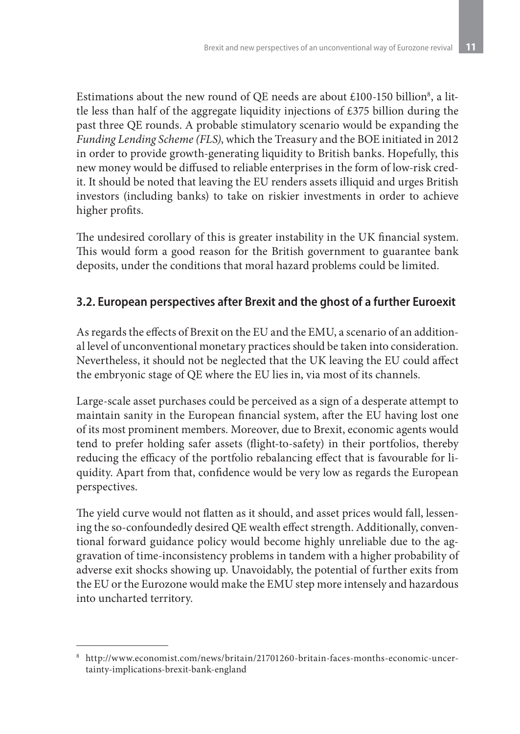Estimations about the new round of QE needs are about £100-150 billion[8], a little less than half of the aggregate liquidity injections of £375 billion during the past three QE rounds. A probable stimulatory scenario would be expanding the *Funding Lending Scheme (FLS)*, which the Treasury and the BOE initiated in 2012 in order to provide growth-generating liquidity to British banks. Hopefully, this new money would be diffused to reliable enterprises in the form of low-risk credit. It should be noted that leaving the EU renders assets illiquid and urges British investors (including banks) to take on riskier investments in order to achieve higher profits.

The undesired corollary of this is greater instability in the UK financial system. This would form a good reason for the British government to guarantee bank deposits, under the conditions that moral hazard problems could be limited.

### 3.2. European perspectives after Brexit and the ghost of a further Euroexit

As regards the effects of Brexit on the EU and the EMU, a scenario of an additional level of unconventional monetary practices should be taken into consideration. Nevertheless, it should not be neglected that the UK leaving the EU could affect the embryonic stage of QE where the EU lies in, via most of its channels.

Large-scale asset purchases could be perceived as a sign of a desperate attempt to maintain sanity in the European financial system, after the EU having lost one of its most prominent members. Moreover, due to Brexit, economic agents would tend to prefer holding safer assets (flight-to-safety) in their portfolios, thereby reducing the efficacy of the portfolio rebalancing effect that is favourable for liquidity. Apart from that, confidence would be very low as regards the European perspectives.

The yield curve would not flatten as it should, and asset prices would fall, lessening the so-confoundedly desired QE wealth effect strength. Additionally, conventional forward guidance policy would become highly unreliable due to the aggravation of time-inconsistency problems in tandem with a higher probability of adverse exit shocks showing up. Unavoidably, the potential of further exits from the EU or the Eurozone would make the EMU step more intensely and hazardous into uncharted territory.

---

[8] http://www.economist.com/news/britain/21701260-britain-faces-months-economic-uncertainty-implications-brexit-bank-england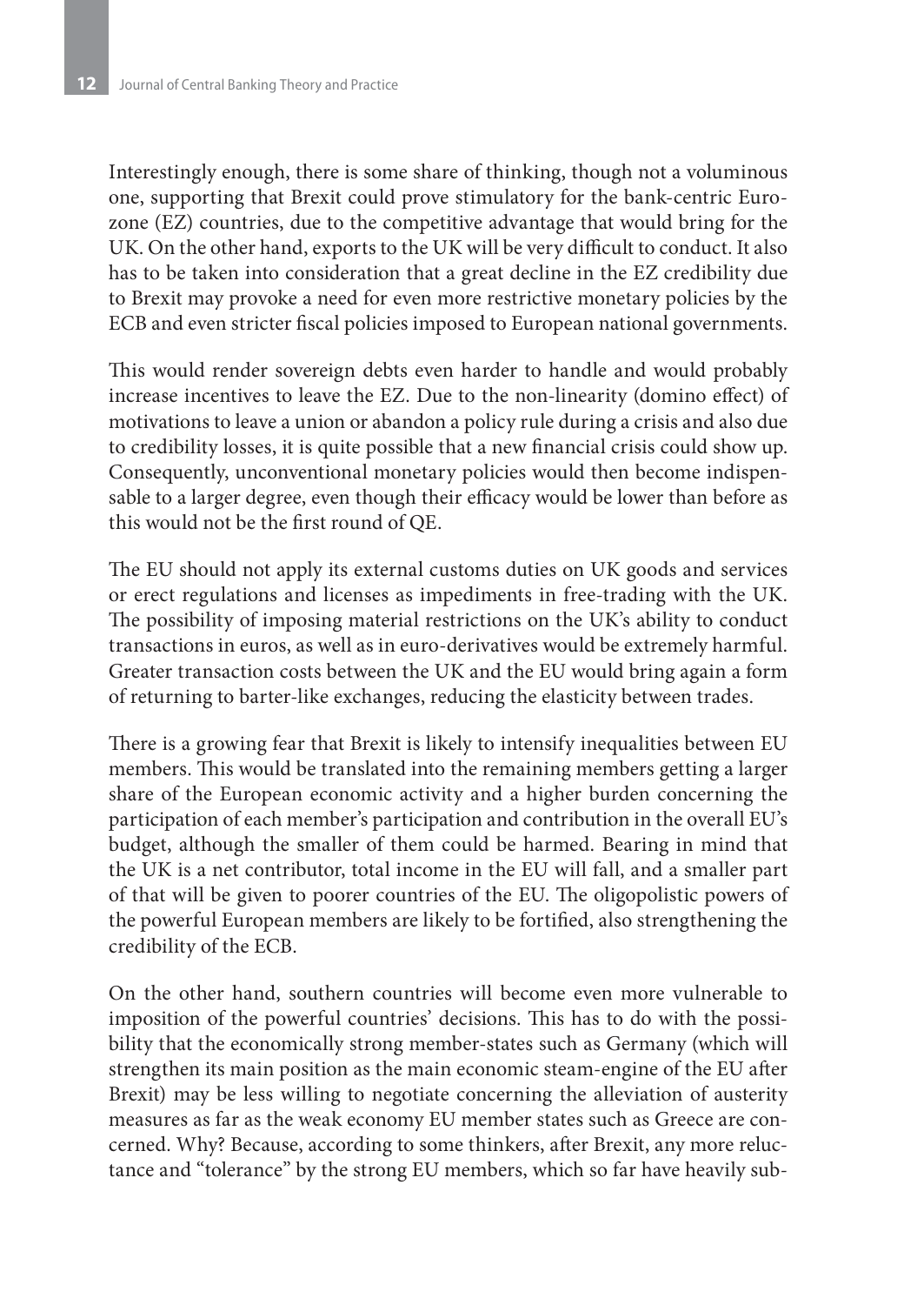Interestingly enough, there is some share of thinking, though not a voluminous one, supporting that Brexit could prove stimulatory for the bank-centric Eurozone (EZ) countries, due to the competitive advantage that would bring for the UK. On the other hand, exports to the UK will be very difficult to conduct. It also has to be taken into consideration that a great decline in the EZ credibility due to Brexit may provoke a need for even more restrictive monetary policies by the ECB and even stricter fiscal policies imposed to European national governments.

This would render sovereign debts even harder to handle and would probably increase incentives to leave the EZ. Due to the non-linearity (domino effect) of motivations to leave a union or abandon a policy rule during a crisis and also due to credibility losses, it is quite possible that a new financial crisis could show up. Consequently, unconventional monetary policies would then become indispensable to a larger degree, even though their efficacy would be lower than before as this would not be the first round of QE.

The EU should not apply its external customs duties on UK goods and services or erect regulations and licenses as impediments in free-trading with the UK. The possibility of imposing material restrictions on the UK's ability to conduct transactions in euros, as well as in euro-derivatives would be extremely harmful. Greater transaction costs between the UK and the EU would bring again a form of returning to barter-like exchanges, reducing the elasticity between trades.

There is a growing fear that Brexit is likely to intensify inequalities between EU members. This would be translated into the remaining members getting a larger share of the European economic activity and a higher burden concerning the participation of each member's participation and contribution in the overall EU's budget, although the smaller of them could be harmed. Bearing in mind that the UK is a net contributor, total income in the EU will fall, and a smaller part of that will be given to poorer countries of the EU. The oligopolistic powers of the powerful European members are likely to be fortified, also strengthening the credibility of the ECB.

On the other hand, southern countries will become even more vulnerable to imposition of the powerful countries' decisions. This has to do with the possibility that the economically strong member-states such as Germany (which will strengthen its main position as the main economic steam-engine of the EU after Brexit) may be less willing to negotiate concerning the alleviation of austerity measures as far as the weak economy EU member states such as Greece are concerned. Why? Because, according to some thinkers, after Brexit, any more reluctance and "tolerance" by the strong EU members, which so far have heavily sub-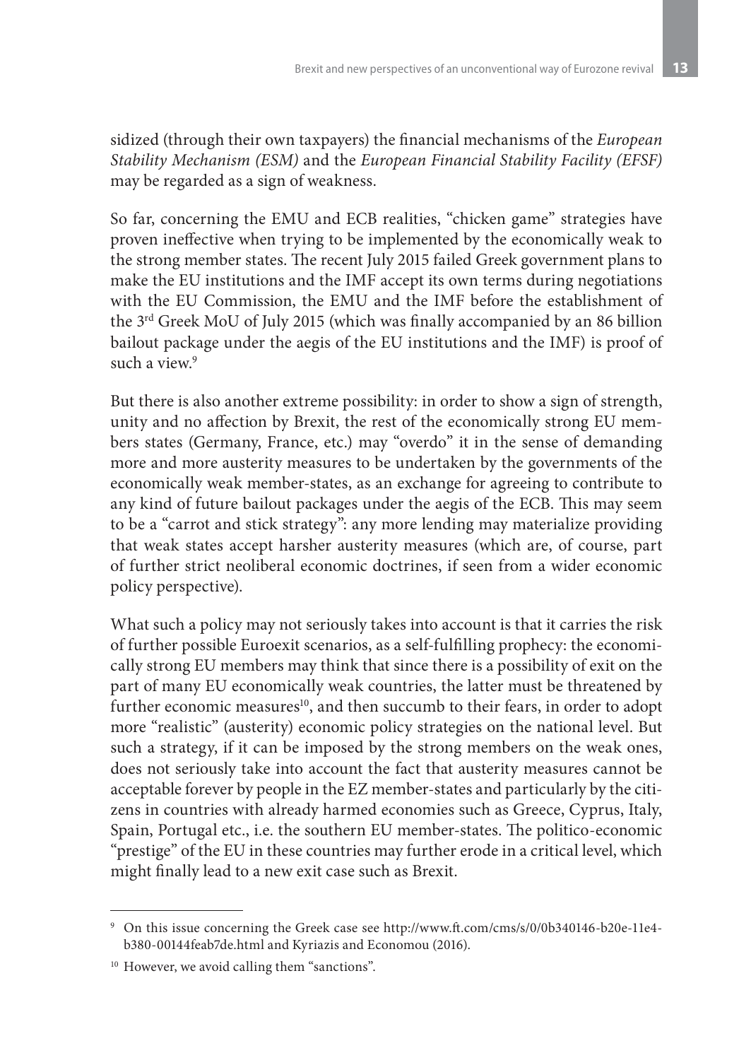sidized (through their own taxpayers) the financial mechanisms of the *European Stability Mechanism (ESM)* and the *European Financial Stability Facility (EFSF)* may be regarded as a sign of weakness.

So far, concerning the EMU and ECB realities, "chicken game" strategies have proven ineffective when trying to be implemented by the economically weak to the strong member states. The recent July 2015 failed Greek government plans to make the EU institutions and the IMF accept its own terms during negotiations with the EU Commission, the EMU and the IMF before the establishment of the 3rd Greek MoU of July 2015 (which was finally accompanied by an 86 billion bailout package under the aegis of the EU institutions and the IMF) is proof of such a view.[9]

But there is also another extreme possibility: in order to show a sign of strength, unity and no affection by Brexit, the rest of the economically strong EU members states (Germany, France, etc.) may "overdo" it in the sense of demanding more and more austerity measures to be undertaken by the governments of the economically weak member-states, as an exchange for agreeing to contribute to any kind of future bailout packages under the aegis of the ECB. This may seem to be a "carrot and stick strategy": any more lending may materialize providing that weak states accept harsher austerity measures (which are, of course, part of further strict neoliberal economic doctrines, if seen from a wider economic policy perspective).

What such a policy may not seriously takes into account is that it carries the risk of further possible Euroexit scenarios, as a self-fulfilling prophecy: the economically strong EU members may think that since there is a possibility of exit on the part of many EU economically weak countries, the latter must be threatened by further economic measures[10], and then succumb to their fears, in order to adopt more "realistic" (austerity) economic policy strategies on the national level. But such a strategy, if it can be imposed by the strong members on the weak ones, does not seriously take into account the fact that austerity measures cannot be acceptable forever by people in the EZ member-states and particularly by the citizens in countries with already harmed economies such as Greece, Cyprus, Italy, Spain, Portugal etc., i.e. the southern EU member-states. The politico-economic "prestige" of the EU in these countries may further erode in a critical level, which might finally lead to a new exit case such as Brexit.

---

[9] On this issue concerning the Greek case see http://www.ft.com/cms/s/0/0b340146-b20e-11e4-b380-00144feab7de.html and Kyriazis and Economou (2016).

[10] However, we avoid calling them "sanctions".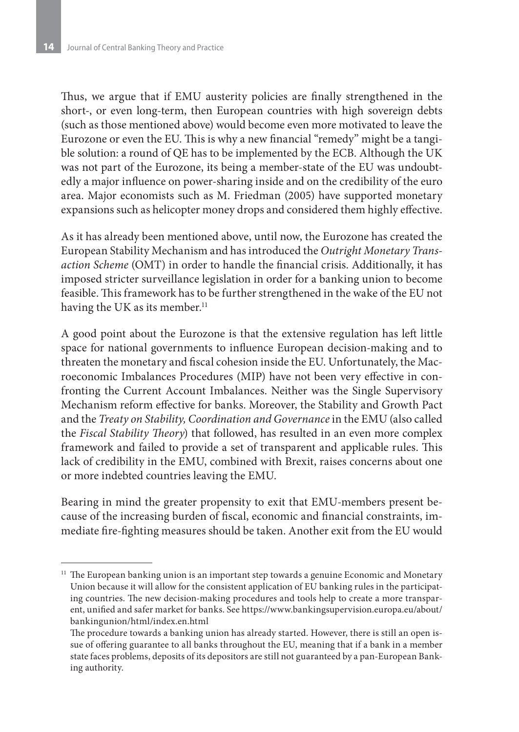Thus, we argue that if EMU austerity policies are finally strengthened in the short-, or even long-term, then European countries with high sovereign debts (such as those mentioned above) would become even more motivated to leave the Eurozone or even the EU. This is why a new financial "remedy" might be a tangible solution: a round of QE has to be implemented by the ECB. Although the UK was not part of the Eurozone, its being a member-state of the EU was undoubtedly a major influence on power-sharing inside and on the credibility of the euro area. Major economists such as M. Friedman (2005) have supported monetary expansions such as helicopter money drops and considered them highly effective.

As it has already been mentioned above, until now, the Eurozone has created the European Stability Mechanism and has introduced the *Outright Monetary Transaction Scheme* (OMT) in order to handle the financial crisis. Additionally, it has imposed stricter surveillance legislation in order for a banking union to become feasible. This framework has to be further strengthened in the wake of the EU not having the UK as its member.[11]

A good point about the Eurozone is that the extensive regulation has left little space for national governments to influence European decision-making and to threaten the monetary and fiscal cohesion inside the EU. Unfortunately, the Macroeconomic Imbalances Procedures (MIP) have not been very effective in confronting the Current Account Imbalances. Neither was the Single Supervisory Mechanism reform effective for banks. Moreover, the Stability and Growth Pact and the *Treaty on Stability, Coordination and Governance* in the EMU (also called the *Fiscal Stability Theory*) that followed, has resulted in an even more complex framework and failed to provide a set of transparent and applicable rules. This lack of credibility in the EMU, combined with Brexit, raises concerns about one or more indebted countries leaving the EMU.

Bearing in mind the greater propensity to exit that EMU-members present because of the increasing burden of fiscal, economic and financial constraints, immediate fire-fighting measures should be taken. Another exit from the EU would

[11] The European banking union is an important step towards a genuine Economic and Monetary Union because it will allow for the consistent application of EU banking rules in the participating countries. The new decision-making procedures and tools help to create a more transparent, unified and safer market for banks. See https://www.bankingsupervision.europa.eu/about/bankingunion/html/index.en.html

The procedure towards a banking union has already started. However, there is still an open issue of offering guarantee to all banks throughout the EU, meaning that if a bank in a member state faces problems, deposits of its depositors are still not guaranteed by a pan-European Banking authority.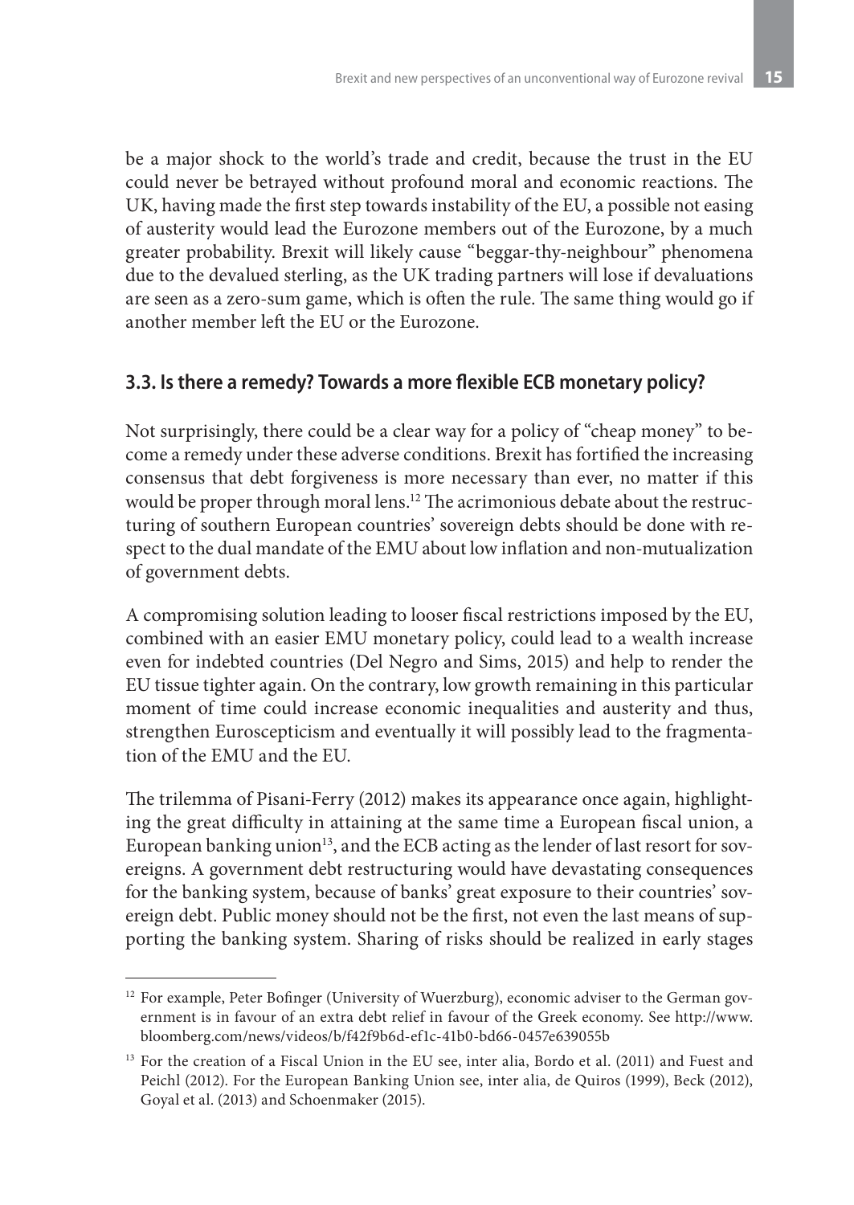be a major shock to the world's trade and credit, because the trust in the EU could never be betrayed without profound moral and economic reactions. The UK, having made the first step towards instability of the EU, a possible not easing of austerity would lead the Eurozone members out of the Eurozone, by a much greater probability. Brexit will likely cause "beggar-thy-neighbour" phenomena due to the devalued sterling, as the UK trading partners will lose if devaluations are seen as a zero-sum game, which is often the rule. The same thing would go if another member left the EU or the Eurozone.

### 3.3. Is there a remedy? Towards a more flexible ECB monetary policy?

Not surprisingly, there could be a clear way for a policy of "cheap money" to become a remedy under these adverse conditions. Brexit has fortified the increasing consensus that debt forgiveness is more necessary than ever, no matter if this would be proper through moral lens.[12] The acrimonious debate about the restructuring of southern European countries' sovereign debts should be done with respect to the dual mandate of the EMU about low inflation and non-mutualization of government debts.

A compromising solution leading to looser fiscal restrictions imposed by the EU, combined with an easier EMU monetary policy, could lead to a wealth increase even for indebted countries (Del Negro and Sims, 2015) and help to render the EU tissue tighter again. On the contrary, low growth remaining in this particular moment of time could increase economic inequalities and austerity and thus, strengthen Euroscepticism and eventually it will possibly lead to the fragmentation of the EMU and the EU.

The trilemma of Pisani-Ferry (2012) makes its appearance once again, highlighting the great difficulty in attaining at the same time a European fiscal union, a European banking union[13], and the ECB acting as the lender of last resort for sovereigns. A government debt restructuring would have devastating consequences for the banking system, because of banks' great exposure to their countries' sovereign debt. Public money should not be the first, not even the last means of supporting the banking system. Sharing of risks should be realized in early stages

---

[12] For example, Peter Bofinger (University of Wuerzburg), economic adviser to the German government is in favour of an extra debt relief in favour of the Greek economy. See http://www.bloomberg.com/news/videos/b/f42f9b6d-ef1c-41b0-bd66-0457e639055b

[13] For the creation of a Fiscal Union in the EU see, inter alia, Bordo et al. (2011) and Fuest and Peichl (2012). For the European Banking Union see, inter alia, de Quiros (1999), Beck (2012), Goyal et al. (2013) and Schoenmaker (2015).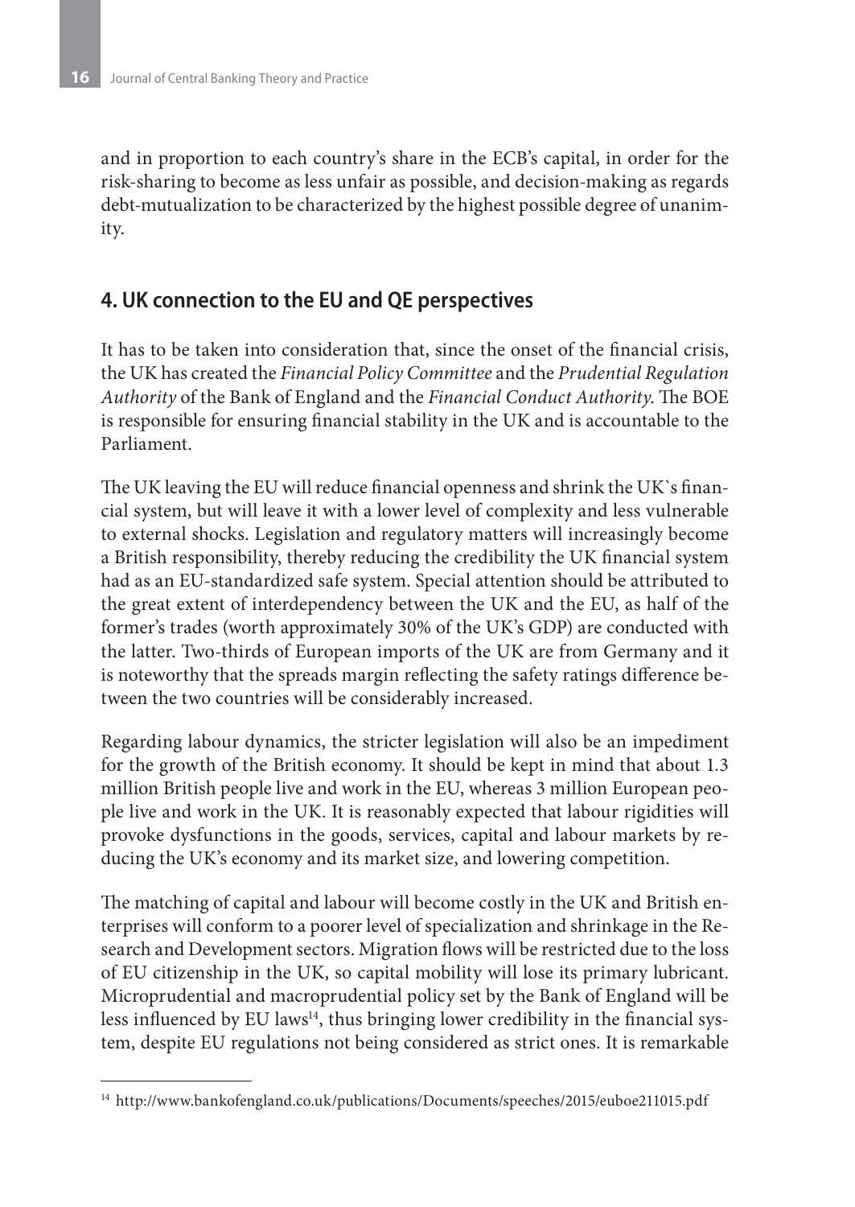and in proportion to each country's share in the ECB's capital, in order for the risk-sharing to become as less unfair as possible, and decision-making as regards debt-mutualization to be characterized by the highest possible degree of unanimity.

## 4. UK connection to the EU and QE perspectives

It has to be taken into consideration that, since the onset of the financial crisis, the UK has created the *Financial Policy Committee* and the *Prudential Regulation Authority* of the Bank of England and the *Financial Conduct Authority*. The BOE is responsible for ensuring financial stability in the UK and is accountable to the Parliament.

The UK leaving the EU will reduce financial openness and shrink the UK`s financial system, but will leave it with a lower level of complexity and less vulnerable to external shocks. Legislation and regulatory matters will increasingly become a British responsibility, thereby reducing the credibility the UK financial system had as an EU-standardized safe system. Special attention should be attributed to the great extent of interdependency between the UK and the EU, as half of the former's trades (worth approximately 30% of the UK's GDP) are conducted with the latter. Two-thirds of European imports of the UK are from Germany and it is noteworthy that the spreads margin reflecting the safety ratings difference between the two countries will be considerably increased.

Regarding labour dynamics, the stricter legislation will also be an impediment for the growth of the British economy. It should be kept in mind that about 1.3 million British people live and work in the EU, whereas 3 million European people live and work in the UK. It is reasonably expected that labour rigidities will provoke dysfunctions in the goods, services, capital and labour markets by reducing the UK's economy and its market size, and lowering competition.

The matching of capital and labour will become costly in the UK and British enterprises will conform to a poorer level of specialization and shrinkage in the Research and Development sectors. Migration flows will be restricted due to the loss of EU citizenship in the UK, so capital mobility will lose its primary lubricant. Microprudential and macroprudential policy set by the Bank of England will be less influenced by EU laws[14], thus bringing lower credibility in the financial system, despite EU regulations not being considered as strict ones. It is remarkable

[14] http://www.bankofengland.co.uk/publications/Documents/speeches/2015/euboe211015.pdf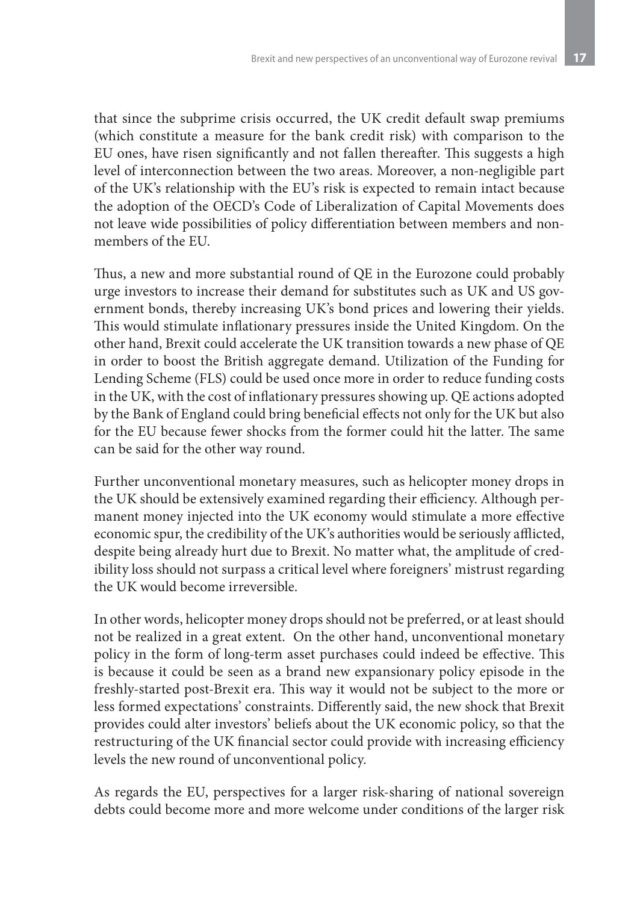that since the subprime crisis occurred, the UK credit default swap premiums (which constitute a measure for the bank credit risk) with comparison to the EU ones, have risen significantly and not fallen thereafter. This suggests a high level of interconnection between the two areas. Moreover, a non-negligible part of the UK's relationship with the EU's risk is expected to remain intact because the adoption of the OECD's Code of Liberalization of Capital Movements does not leave wide possibilities of policy differentiation between members and non-members of the EU.

Thus, a new and more substantial round of QE in the Eurozone could probably urge investors to increase their demand for substitutes such as UK and US government bonds, thereby increasing UK's bond prices and lowering their yields. This would stimulate inflationary pressures inside the United Kingdom. On the other hand, Brexit could accelerate the UK transition towards a new phase of QE in order to boost the British aggregate demand. Utilization of the Funding for Lending Scheme (FLS) could be used once more in order to reduce funding costs in the UK, with the cost of inflationary pressures showing up. QE actions adopted by the Bank of England could bring beneficial effects not only for the UK but also for the EU because fewer shocks from the former could hit the latter. The same can be said for the other way round.

Further unconventional monetary measures, such as helicopter money drops in the UK should be extensively examined regarding their efficiency. Although permanent money injected into the UK economy would stimulate a more effective economic spur, the credibility of the UK's authorities would be seriously afflicted, despite being already hurt due to Brexit. No matter what, the amplitude of credibility loss should not surpass a critical level where foreigners' mistrust regarding the UK would become irreversible.

In other words, helicopter money drops should not be preferred, or at least should not be realized in a great extent. On the other hand, unconventional monetary policy in the form of long-term asset purchases could indeed be effective. This is because it could be seen as a brand new expansionary policy episode in the freshly-started post-Brexit era. This way it would not be subject to the more or less formed expectations' constraints. Differently said, the new shock that Brexit provides could alter investors' beliefs about the UK economic policy, so that the restructuring of the UK financial sector could provide with increasing efficiency levels the new round of unconventional policy.

As regards the EU, perspectives for a larger risk-sharing of national sovereign debts could become more and more welcome under conditions of the larger risk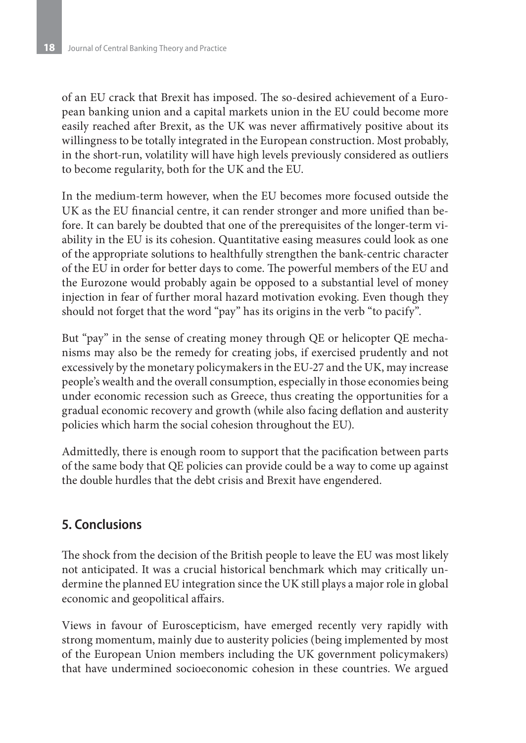of an EU crack that Brexit has imposed. The so-desired achievement of a European banking union and a capital markets union in the EU could become more easily reached after Brexit, as the UK was never affirmatively positive about its willingness to be totally integrated in the European construction. Most probably, in the short-run, volatility will have high levels previously considered as outliers to become regularity, both for the UK and the EU.

In the medium-term however, when the EU becomes more focused outside the UK as the EU financial centre, it can render stronger and more unified than before. It can barely be doubted that one of the prerequisites of the longer-term viability in the EU is its cohesion. Quantitative easing measures could look as one of the appropriate solutions to healthfully strengthen the bank-centric character of the EU in order for better days to come. The powerful members of the EU and the Eurozone would probably again be opposed to a substantial level of money injection in fear of further moral hazard motivation evoking. Even though they should not forget that the word "pay" has its origins in the verb "to pacify".

But "pay" in the sense of creating money through QE or helicopter QE mechanisms may also be the remedy for creating jobs, if exercised prudently and not excessively by the monetary policymakers in the EU-27 and the UK, may increase people's wealth and the overall consumption, especially in those economies being under economic recession such as Greece, thus creating the opportunities for a gradual economic recovery and growth (while also facing deflation and austerity policies which harm the social cohesion throughout the EU).

Admittedly, there is enough room to support that the pacification between parts of the same body that QE policies can provide could be a way to come up against the double hurdles that the debt crisis and Brexit have engendered.

## 5. Conclusions

The shock from the decision of the British people to leave the EU was most likely not anticipated. It was a crucial historical benchmark which may critically undermine the planned EU integration since the UK still plays a major role in global economic and geopolitical affairs.

Views in favour of Euroscepticism, have emerged recently very rapidly with strong momentum, mainly due to austerity policies (being implemented by most of the European Union members including the UK government policymakers) that have undermined socioeconomic cohesion in these countries. We argued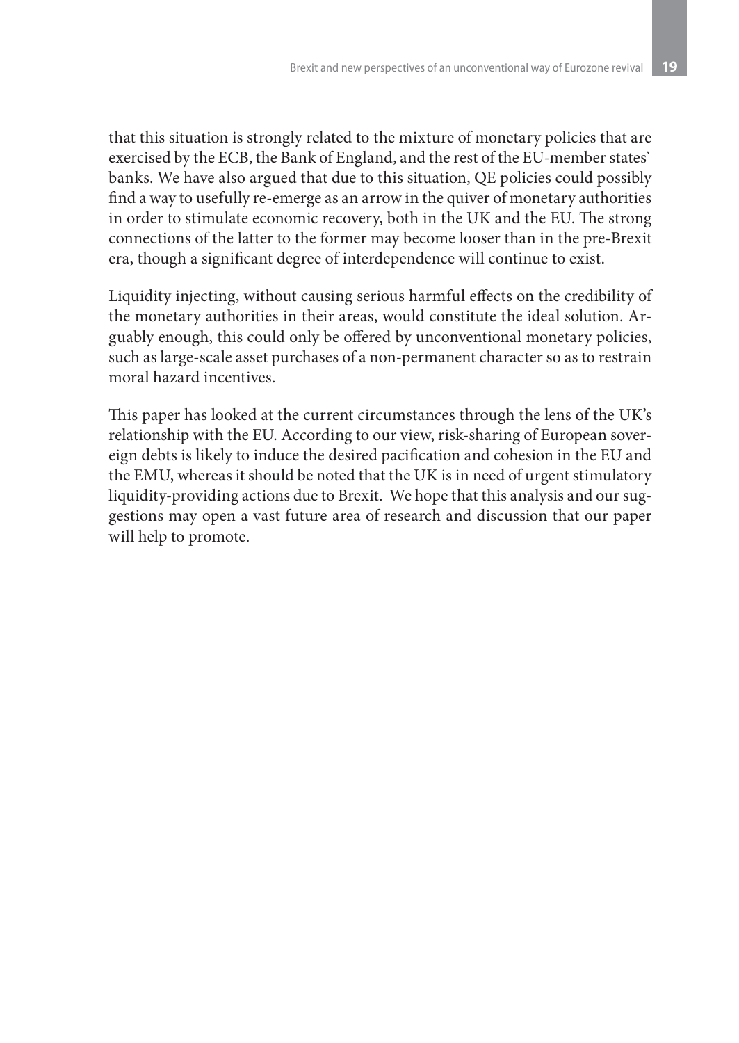that this situation is strongly related to the mixture of monetary policies that are exercised by the ECB, the Bank of England, and the rest of the EU-member states` banks. We have also argued that due to this situation, QE policies could possibly find a way to usefully re-emerge as an arrow in the quiver of monetary authorities in order to stimulate economic recovery, both in the UK and the EU. The strong connections of the latter to the former may become looser than in the pre-Brexit era, though a significant degree of interdependence will continue to exist.

Liquidity injecting, without causing serious harmful effects on the credibility of the monetary authorities in their areas, would constitute the ideal solution. Arguably enough, this could only be offered by unconventional monetary policies, such as large-scale asset purchases of a non-permanent character so as to restrain moral hazard incentives.

This paper has looked at the current circumstances through the lens of the UK's relationship with the EU. According to our view, risk-sharing of European sovereign debts is likely to induce the desired pacification and cohesion in the EU and the EMU, whereas it should be noted that the UK is in need of urgent stimulatory liquidity-providing actions due to Brexit. We hope that this analysis and our suggestions may open a vast future area of research and discussion that our paper will help to promote.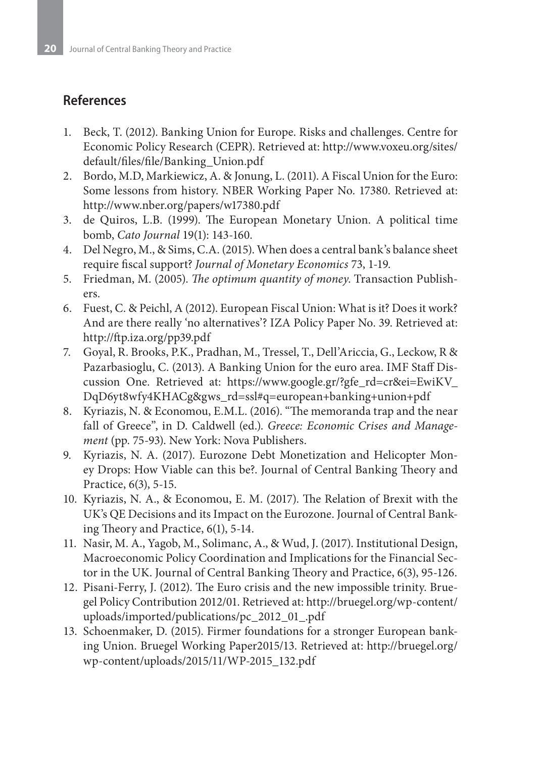## References

1. Beck, T. (2012). Banking Union for Europe. Risks and challenges. Centre for Economic Policy Research (CEPR). Retrieved at: http://www.voxeu.org/sites/default/files/file/Banking_Union.pdf
2. Bordo, M.D, Markiewicz, A. & Jonung, L. (2011). A Fiscal Union for the Euro: Some lessons from history. NBER Working Paper No. 17380. Retrieved at: http://www.nber.org/papers/w17380.pdf
3. de Quiros, L.B. (1999). The European Monetary Union. A political time bomb, *Cato Journal* 19(1): 143-160.
4. Del Negro, M., & Sims, C.A. (2015). When does a central bank's balance sheet require fiscal support? *Journal of Monetary Economics* 73, 1-19.
5. Friedman, M. (2005). *The optimum quantity of money*. Transaction Publishers.
6. Fuest, C. & Peichl, A (2012). European Fiscal Union: What is it? Does it work? And are there really 'no alternatives'? IZA Policy Paper No. 39. Retrieved at: http://ftp.iza.org/pp39.pdf
7. Goyal, R. Brooks, P.K., Pradhan, M., Tressel, T., Dell'Ariccia, G., Leckow, R & Pazarbasioglu, C. (2013). A Banking Union for the euro area. IMF Staff Discussion One. Retrieved at: https://www.google.gr/?gfe_rd=cr&ei=EwiKV_DqD6yt8wfy4KHACg&gws_rd=ssl#q=european+banking+union+pdf
8. Kyriazis, N. & Economou, E.M.L. (2016). "The memoranda trap and the near fall of Greece", in D. Caldwell (ed.). *Greece: Economic Crises and Management* (pp. 75-93). New York: Nova Publishers.
9. Kyriazis, N. A. (2017). Eurozone Debt Monetization and Helicopter Money Drops: How Viable can this be?. Journal of Central Banking Theory and Practice, 6(3), 5-15.
10. Kyriazis, N. A., & Economou, E. M. (2017). The Relation of Brexit with the UK's QE Decisions and its Impact on the Eurozone. Journal of Central Banking Theory and Practice, 6(1), 5-14.
11. Nasir, M. A., Yagob, M., Solimanc, A., & Wud, J. (2017). Institutional Design, Macroeconomic Policy Coordination and Implications for the Financial Sector in the UK. Journal of Central Banking Theory and Practice, 6(3), 95-126.
12. Pisani-Ferry, J. (2012). The Euro crisis and the new impossible trinity. Bruegel Policy Contribution 2012/01. Retrieved at: http://bruegel.org/wp-content/uploads/imported/publications/pc_2012_01_.pdf
13. Schoenmaker, D. (2015). Firmer foundations for a stronger European banking Union. Bruegel Working Paper2015/13. Retrieved at: http://bruegel.org/wp-content/uploads/2015/11/WP-2015_132.pdf